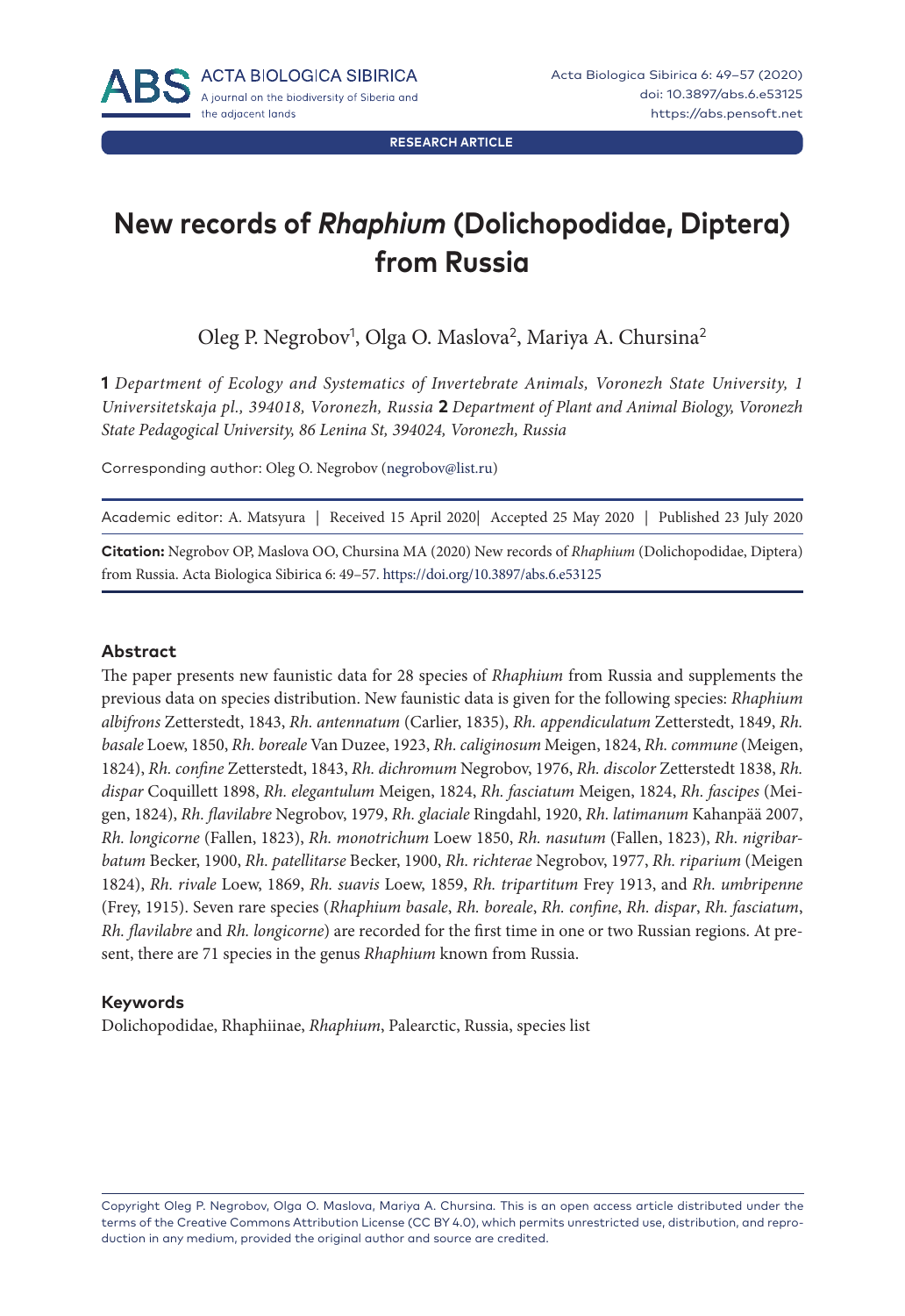**RESEARCH ARTICLE**

# New records of *Rhaphium* (Dolichopodidae, Diptera) from Russia

Oleg P. Negrobov[1], Olga O. Maslova[2], Mariya A. Chursina[2]

**1** *Department of Ecology and Systematics of Invertebrate Animals, Voronezh State University, 1 Universitetskaja pl., 394018, Voronezh, Russia* **2** *Department of Plant and Animal Biology, Voronezh State Pedagogical University, 86 Lenina St, 394024, Voronezh, Russia*

Corresponding author: Oleg O. Negrobov (negrobov@list.ru)

Academic editor: A. Matsyura | Received 15 April 2020| Accepted 25 May 2020 | Published 23 July 2020

**Citation:** Negrobov OP, Maslova OO, Chursina MA (2020) New records of *Rhaphium* (Dolichopodidae, Diptera) from Russia. Acta Biologica Sibirica 6: 49–57. https://doi.org/10.3897/abs.6.e53125

## Abstract

The paper presents new faunistic data for 28 species of *Rhaphium* from Russia and supplements the previous data on species distribution. New faunistic data is given for the following species: *Rhaphium albifrons* Zetterstedt, 1843, *Rh. antennatum* (Carlier, 1835), *Rh. appendiculatum* Zetterstedt, 1849, *Rh. basale* Loew, 1850, *Rh. boreale* Van Duzee, 1923, *Rh. caliginosum* Meigen, 1824, *Rh. commune* (Meigen, 1824), *Rh. confine* Zetterstedt, 1843, *Rh. dichromum* Negrobov, 1976, *Rh. discolor* Zetterstedt 1838, *Rh. dispar* Coquillett 1898, *Rh. elegantulum* Meigen, 1824, *Rh. fasciatum* Meigen, 1824, *Rh. fascipes* (Meigen, 1824), *Rh. flavilabre* Negrobov, 1979, *Rh. glaciale* Ringdahl, 1920, *Rh. latimanum* Kahanpää 2007, *Rh. longicorne* (Fallen, 1823), *Rh. monotrichum* Loew 1850, *Rh. nasutum* (Fallen, 1823), *Rh. nigribarbatum* Becker, 1900, *Rh. patellitarse* Becker, 1900, *Rh. richterae* Negrobov, 1977, *Rh. riparium* (Meigen 1824), *Rh. rivale* Loew, 1869, *Rh. suavis* Loew, 1859, *Rh. tripartitum* Frey 1913, and *Rh. umbripenne* (Frey, 1915). Seven rare species (*Rhaphium basale*, *Rh. boreale*, *Rh. confine*, *Rh. dispar*, *Rh. fasciatum*, *Rh. flavilabre* and *Rh. longicorne*) are recorded for the first time in one or two Russian regions. At present, there are 71 species in the genus *Rhaphium* known from Russia.

### Keywords

Dolichopodidae, Rhaphiinae, *Rhaphium*, Palearctic, Russia, species list

Copyright Oleg P. Negrobov, Olga O. Maslova, Mariya A. Chursina. This is an open access article distributed under the terms of the Creative Commons Attribution License (CC BY 4.0), which permits unrestricted use, distribution, and reproduction in any medium, provided the original author and source are credited.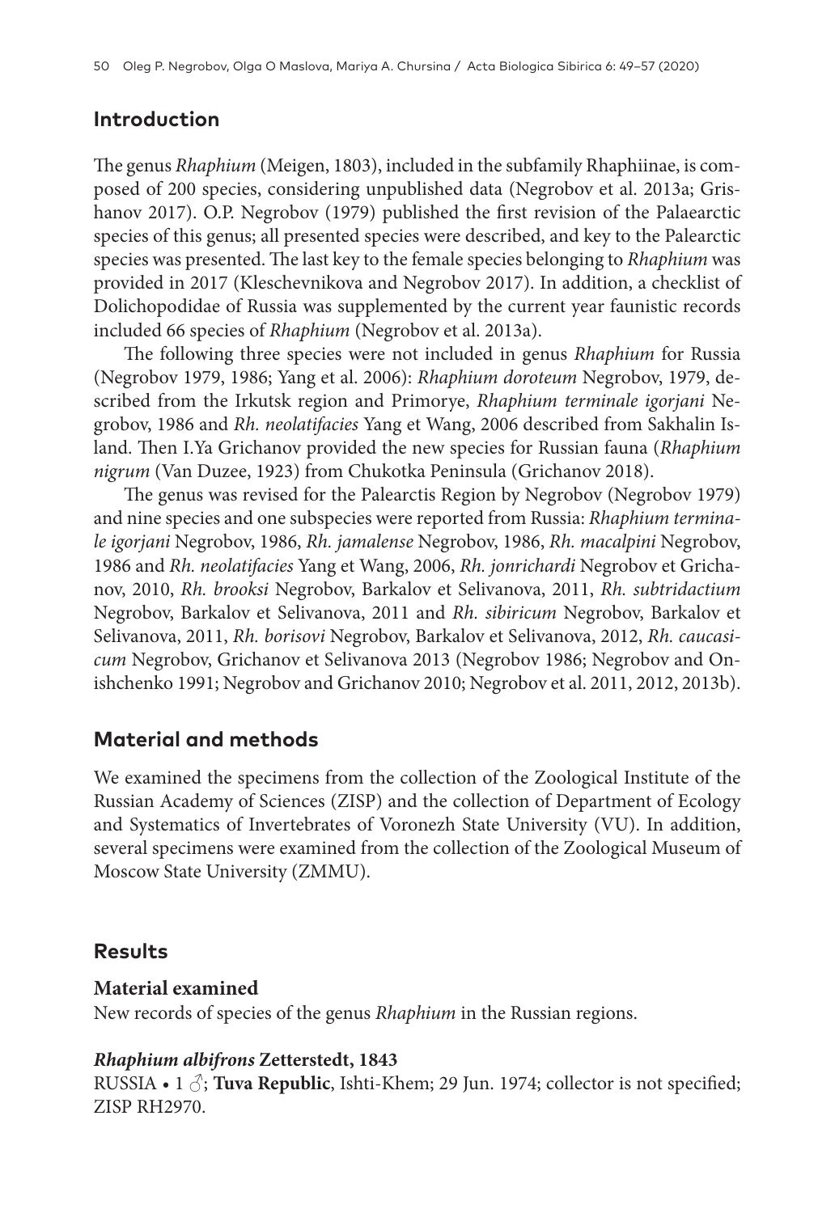## Introduction

The genus *Rhaphium* (Meigen, 1803), included in the subfamily Rhaphiinae, is composed of 200 species, considering unpublished data (Negrobov et al. 2013a; Grishanov 2017). O.P. Negrobov (1979) published the first revision of the Palaearctic species of this genus; all presented species were described, and key to the Palearctic species was presented. The last key to the female species belonging to *Rhaphium* was provided in 2017 (Kleschevnikova and Negrobov 2017). In addition, a checklist of Dolichopodidae of Russia was supplemented by the current year faunistic records included 66 species of *Rhaphium* (Negrobov et al. 2013a).

The following three species were not included in genus *Rhaphium* for Russia (Negrobov 1979, 1986; Yang et al. 2006): *Rhaphium doroteum* Negrobov, 1979, described from the Irkutsk region and Primorye, *Rhaphium terminale igorjani* Negrobov, 1986 and *Rh. neolatifacies* Yang et Wang, 2006 described from Sakhalin Island. Then I.Ya Grichanov provided the new species for Russian fauna (*Rhaphium nigrum* (Van Duzee, 1923) from Chukotka Peninsula (Grichanov 2018).

The genus was revised for the Palearctis Region by Negrobov (Negrobov 1979) and nine species and one subspecies were reported from Russia: *Rhaphium terminale igorjani* Negrobov, 1986, *Rh. jamalense* Negrobov, 1986, *Rh. macalpini* Negrobov, 1986 and *Rh. neolatifacies* Yang et Wang, 2006, *Rh. jonrichardi* Negrobov et Grichanov, 2010, *Rh. brooksi* Negrobov, Barkalov et Selivanova, 2011, *Rh. subtridactium* Negrobov, Barkalov et Selivanova, 2011 and *Rh. sibiricum* Negrobov, Barkalov et Selivanova, 2011, *Rh. borisovi* Negrobov, Barkalov et Selivanova, 2012, *Rh. caucasicum* Negrobov, Grichanov et Selivanova 2013 (Negrobov 1986; Negrobov and Onishchenko 1991; Negrobov and Grichanov 2010; Negrobov et al. 2011, 2012, 2013b).

## Material and methods

We examined the specimens from the collection of the Zoological Institute of the Russian Academy of Sciences (ZISP) and the collection of Department of Ecology and Systematics of Invertebrates of Voronezh State University (VU). In addition, several specimens were examined from the collection of the Zoological Museum of Moscow State University (ZMMU).

## Results

### Material examined

New records of species of the genus *Rhaphium* in the Russian regions.

#### *Rhaphium albifrons* Zetterstedt, 1843

RUSSIA • 1 ♂; **Tuva Republic**, Ishti-Khem; 29 Jun. 1974; collector is not specified; ZISP RH2970.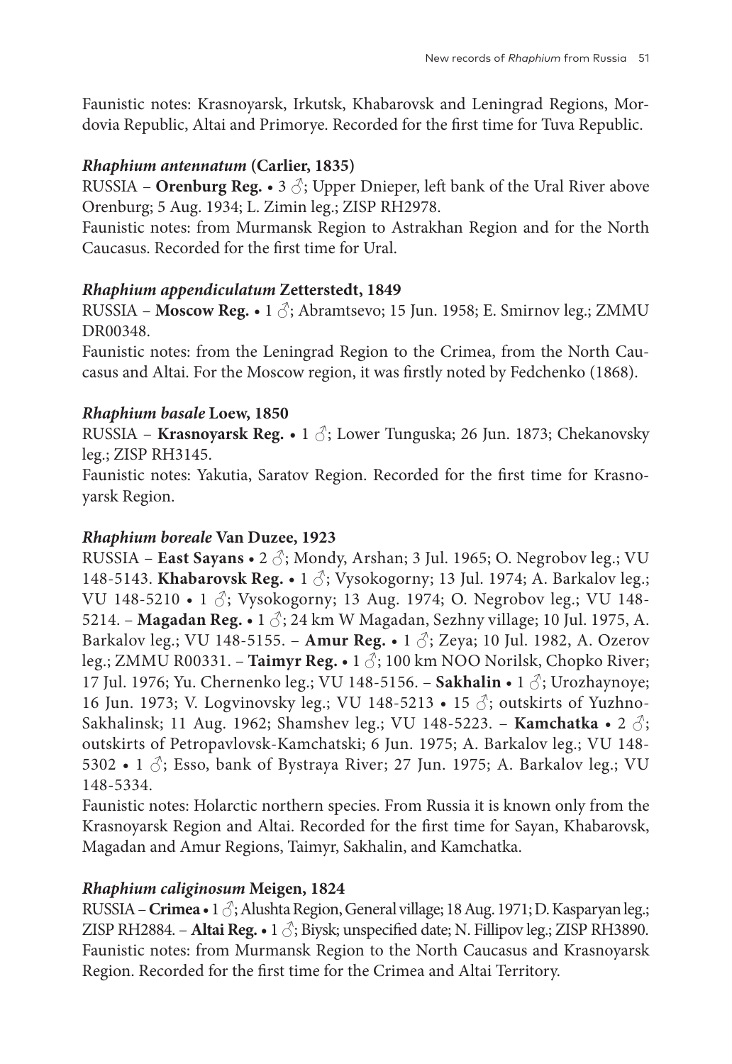Faunistic notes: Krasnoyarsk, Irkutsk, Khabarovsk and Leningrad Regions, Mordovia Republic, Altai and Primorye. Recorded for the first time for Tuva Republic.

### *Rhaphium antennatum* (Carlier, 1835)

RUSSIA – **Orenburg Reg.** • 3 ♂; Upper Dnieper, left bank of the Ural River above Orenburg; 5 Aug. 1934; L. Zimin leg.; ZISP RH2978.

Faunistic notes: from Murmansk Region to Astrakhan Region and for the North Caucasus. Recorded for the first time for Ural.

### *Rhaphium appendiculatum* Zetterstedt, 1849

RUSSIA – **Moscow Reg.** • 1 ♂; Abramtsevo; 15 Jun. 1958; E. Smirnov leg.; ZMMU DR00348.

Faunistic notes: from the Leningrad Region to the Crimea, from the North Caucasus and Altai. For the Moscow region, it was firstly noted by Fedchenko (1868).

### *Rhaphium basale* Loew, 1850

RUSSIA – **Krasnoyarsk Reg.** • 1 ♂; Lower Tunguska; 26 Jun. 1873; Chekanovsky leg.; ZISP RH3145.

Faunistic notes: Yakutia, Saratov Region. Recorded for the first time for Krasnoyarsk Region.

### *Rhaphium boreale* Van Duzee, 1923

RUSSIA – **East Sayans** • 2 ♂; Mondy, Arshan; 3 Jul. 1965; O. Negrobov leg.; VU 148-5143. **Khabarovsk Reg.** • 1 ♂; Vysokogorny; 13 Jul. 1974; A. Barkalov leg.; VU 148-5210 • 1 ♂; Vysokogorny; 13 Aug. 1974; O. Negrobov leg.; VU 148-5214. – **Magadan Reg.** • 1 ♂; 24 km W Magadan, Sezhny village; 10 Jul. 1975, A. Barkalov leg.; VU 148-5155. – **Amur Reg.** • 1 ♂; Zeya; 10 Jul. 1982, A. Ozerov leg.; ZMMU R00331. – **Taimyr Reg.** • 1 ♂; 100 km NOO Norilsk, Chopko River; 17 Jul. 1976; Yu. Chernenko leg.; VU 148-5156. – **Sakhalin** • 1 ♂; Urozhaynoye; 16 Jun. 1973; V. Logvinovsky leg.; VU 148-5213 • 15 ♂; outskirts of Yuzhno-Sakhalinsk; 11 Aug. 1962; Shamshev leg.; VU 148-5223. – **Kamchatka** • 2 ♂; outskirts of Petropavlovsk-Kamchatski; 6 Jun. 1975; A. Barkalov leg.; VU 148-5302 • 1 ♂; Esso, bank of Bystraya River; 27 Jun. 1975; A. Barkalov leg.; VU 148-5334.

Faunistic notes: Holarctic northern species. From Russia it is known only from the Krasnoyarsk Region and Altai. Recorded for the first time for Sayan, Khabarovsk, Magadan and Amur Regions, Taimyr, Sakhalin, and Kamchatka.

### *Rhaphium caliginosum* Meigen, 1824

RUSSIA – **Crimea** • 1 ♂; Alushta Region, General village; 18 Aug. 1971; D. Kasparyan leg.; ZISP RH2884. – **Altai Reg.** • 1 ♂; Biysk; unspecified date; N. Fillipov leg.; ZISP RH3890.

Faunistic notes: from Murmansk Region to the North Caucasus and Krasnoyarsk Region. Recorded for the first time for the Crimea and Altai Territory.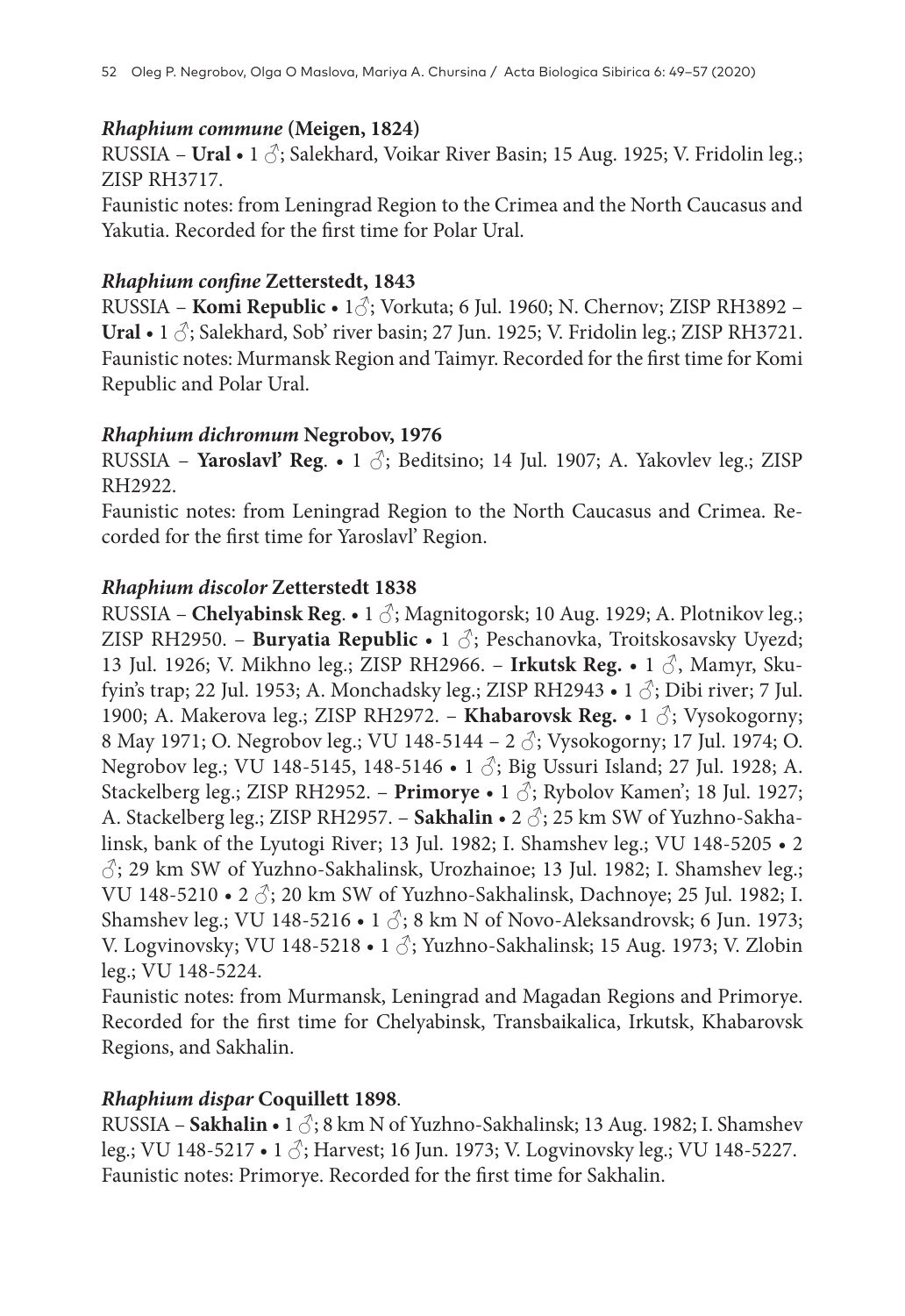### *Rhaphium commune* (Meigen, 1824)

RUSSIA – **Ural** • 1 ♂; Salekhard, Voikar River Basin; 15 Aug. 1925; V. Fridolin leg.; ZISP RH3717.

Faunistic notes: from Leningrad Region to the Crimea and the North Caucasus and Yakutia. Recorded for the first time for Polar Ural.

### *Rhaphium confine* Zetterstedt, 1843

RUSSIA – **Komi Republic** • 1♂; Vorkuta; 6 Jul. 1960; N. Chernov; ZISP RH3892 – **Ural** • 1 ♂; Salekhard, Sob' river basin; 27 Jun. 1925; V. Fridolin leg.; ZISP RH3721.

Faunistic notes: Murmansk Region and Taimyr. Recorded for the first time for Komi Republic and Polar Ural.

### *Rhaphium dichromum* Negrobov, 1976

RUSSIA – **Yaroslavl' Reg**. • 1 ♂; Beditsino; 14 Jul. 1907; A. Yakovlev leg.; ZISP RH2922.

Faunistic notes: from Leningrad Region to the North Caucasus and Crimea. Recorded for the first time for Yaroslavl' Region.

### *Rhaphium discolor* Zetterstedt 1838

RUSSIA – **Chelyabinsk Reg.** • 1 ♂; Magnitogorsk; 10 Aug. 1929; A. Plotnikov leg.; ZISP RH2950. – **Buryatia Republic** • 1 ♂; Peschanovka, Troitskosavsky Uyezd; 13 Jul. 1926; V. Mikhno leg.; ZISP RH2966. – **Irkutsk Reg.** • 1 ♂, Mamyr, Skufyin's trap; 22 Jul. 1953; A. Monchadsky leg.; ZISP RH2943 • 1 ♂; Dibi river; 7 Jul. 1900; A. Makerova leg.; ZISP RH2972. – **Khabarovsk Reg.** • 1 ♂; Vysokogorny; 8 May 1971; O. Negrobov leg.; VU 148-5144 – 2 ♂; Vysokogorny; 17 Jul. 1974; O. Negrobov leg.; VU 148-5145, 148-5146 • 1 ♂; Big Ussuri Island; 27 Jul. 1928; A. Stackelberg leg.; ZISP RH2952. – **Primorye** • 1 ♂; Rybolov Kamen'; 18 Jul. 1927; A. Stackelberg leg.; ZISP RH2957. – **Sakhalin** • 2 ♂; 25 km SW of Yuzhno-Sakhalinsk, bank of the Lyutogi River; 13 Jul. 1982; I. Shamshev leg.; VU 148-5205 • 2 ♂; 29 km SW of Yuzhno-Sakhalinsk, Urozhainoe; 13 Jul. 1982; I. Shamshev leg.; VU 148-5210 • 2 ♂; 20 km SW of Yuzhno-Sakhalinsk, Dachnoye; 25 Jul. 1982; I. Shamshev leg.; VU 148-5216 • 1 ♂; 8 km N of Novo-Aleksandrovsk; 6 Jun. 1973; V. Logvinovsky; VU 148-5218 • 1 ♂; Yuzhno-Sakhalinsk; 15 Aug. 1973; V. Zlobin leg.; VU 148-5224.

Faunistic notes: from Murmansk, Leningrad and Magadan Regions and Primorye. Recorded for the first time for Chelyabinsk, Transbaikalica, Irkutsk, Khabarovsk Regions, and Sakhalin.

### *Rhaphium dispar* Coquillett 1898.

RUSSIA – **Sakhalin** • 1 ♂; 8 km N of Yuzhno-Sakhalinsk; 13 Aug. 1982; I. Shamshev leg.; VU 148-5217 • 1 ♂; Harvest; 16 Jun. 1973; V. Logvinovsky leg.; VU 148-5227.

Faunistic notes: Primorye. Recorded for the first time for Sakhalin.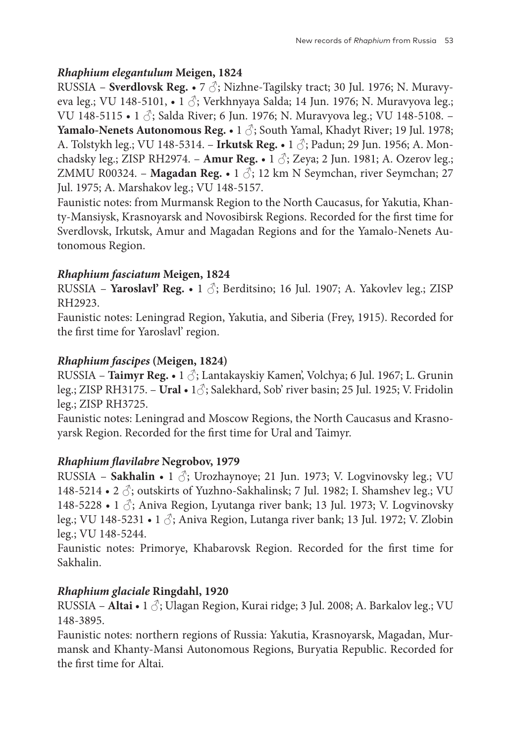### *Rhaphium elegantulum* Meigen, 1824

RUSSIA – **Sverdlovsk Reg.** • 7 ♂; Nizhne-Tagilsky tract; 30 Jul. 1976; N. Muravyeva leg.; VU 148-5101, • 1 ♂; Verkhnyaya Salda; 14 Jun. 1976; N. Muravyova leg.; VU 148-5115 • 1 ♂; Salda River; 6 Jun. 1976; N. Muravyova leg.; VU 148-5108. – **Yamalo-Nenets Autonomous Reg.** • 1 ♂; South Yamal, Khadyt River; 19 Jul. 1978; A. Tolstykh leg.; VU 148-5314. – **Irkutsk Reg.** • 1 ♂; Padun; 29 Jun. 1956; A. Monchadsky leg.; ZISP RH2974. – **Amur Reg.** • 1 ♂; Zeya; 2 Jun. 1981; A. Ozerov leg.; ZMMU R00324. – **Magadan Reg.** • 1 ♂; 12 km N Seymchan, river Seymchan; 27 Jul. 1975; A. Marshakov leg.; VU 148-5157.

Faunistic notes: from Murmansk Region to the North Caucasus, for Yakutia, Khanty-Mansiysk, Krasnoyarsk and Novosibirsk Regions. Recorded for the first time for Sverdlovsk, Irkutsk, Amur and Magadan Regions and for the Yamalo-Nenets Autonomous Region.

### *Rhaphium fasciatum* Meigen, 1824

RUSSIA – **Yaroslavl' Reg.** • 1 ♂; Berditsino; 16 Jul. 1907; A. Yakovlev leg.; ZISP RH2923.

Faunistic notes: Leningrad Region, Yakutia, and Siberia (Frey, 1915). Recorded for the first time for Yaroslavl' region.

### *Rhaphium fascipes* (Meigen, 1824)

RUSSIA – **Taimyr Reg.** • 1 ♂; Lantakayskiy Kamen', Volchya; 6 Jul. 1967; L. Grunin leg.; ZISP RH3175. – **Ural** • 1♂; Salekhard, Sob' river basin; 25 Jul. 1925; V. Fridolin leg.; ZISP RH3725.

Faunistic notes: Leningrad and Moscow Regions, the North Caucasus and Krasnoyarsk Region. Recorded for the first time for Ural and Taimyr.

### *Rhaphium flavilabre* Negrobov, 1979

RUSSIA – **Sakhalin** • 1 ♂; Urozhaynoye; 21 Jun. 1973; V. Logvinovsky leg.; VU 148-5214 • 2 ♂; outskirts of Yuzhno-Sakhalinsk; 7 Jul. 1982; I. Shamshev leg.; VU 148-5228 • 1 ♂; Aniva Region, Lyutanga river bank; 13 Jul. 1973; V. Logvinovsky leg.; VU 148-5231 • 1 ♂; Aniva Region, Lutanga river bank; 13 Jul. 1972; V. Zlobin leg.; VU 148-5244.

Faunistic notes: Primorye, Khabarovsk Region. Recorded for the first time for Sakhalin.

### *Rhaphium glaciale* Ringdahl, 1920

RUSSIA – **Altai** • 1 ♂; Ulagan Region, Kurai ridge; 3 Jul. 2008; A. Barkalov leg.; VU 148-3895.

Faunistic notes: northern regions of Russia: Yakutia, Krasnoyarsk, Magadan, Murmansk and Khanty-Mansi Autonomous Regions, Buryatia Republic. Recorded for the first time for Altai.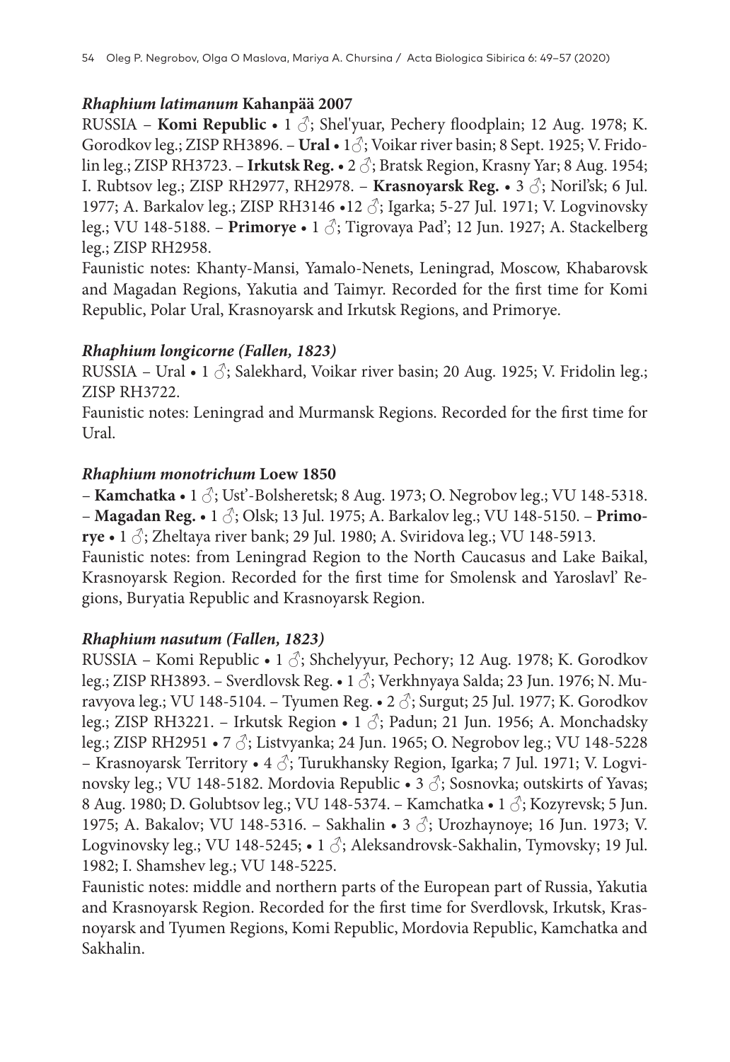### *Rhaphium latimanum* **Kahanpää 2007**

RUSSIA – **Komi Republic** • 1 ♂; Shel'yuar, Pechery floodplain; 12 Aug. 1978; K. Gorodkov leg.; ZISP RH3896. – **Ural** • 1♂; Voikar river basin; 8 Sept. 1925; V. Fridolin leg.; ZISP RH3723. – **Irkutsk Reg.** • 2 ♂; Bratsk Region, Krasny Yar; 8 Aug. 1954; I. Rubtsov leg.; ZISP RH2977, RH2978. – **Krasnoyarsk Reg.** • 3 ♂; Noril'sk; 6 Jul. 1977; A. Barkalov leg.; ZISP RH3146 •12 ♂; Igarka; 5-27 Jul. 1971; V. Logvinovsky leg.; VU 148-5188. – **Primorye** • 1 ♂; Tigrovaya Pad'; 12 Jun. 1927; A. Stackelberg leg.; ZISP RH2958.

Faunistic notes: Khanty-Mansi, Yamalo-Nenets, Leningrad, Moscow, Khabarovsk and Magadan Regions, Yakutia and Taimyr. Recorded for the first time for Komi Republic, Polar Ural, Krasnoyarsk and Irkutsk Regions, and Primorye.

### *Rhaphium longicorne (Fallen, 1823)*

RUSSIA – Ural • 1 ♂; Salekhard, Voikar river basin; 20 Aug. 1925; V. Fridolin leg.; ZISP RH3722.

Faunistic notes: Leningrad and Murmansk Regions. Recorded for the first time for Ural.

### *Rhaphium monotrichum* **Loew 1850**

– **Kamchatka** • 1 ♂; Ust'-Bolsheretsk; 8 Aug. 1973; O. Negrobov leg.; VU 148-5318. – **Magadan Reg.** • 1 ♂; Olsk; 13 Jul. 1975; A. Barkalov leg.; VU 148-5150. – **Primorye** • 1 ♂; Zheltaya river bank; 29 Jul. 1980; A. Sviridova leg.; VU 148-5913.

Faunistic notes: from Leningrad Region to the North Caucasus and Lake Baikal, Krasnoyarsk Region. Recorded for the first time for Smolensk and Yaroslavl' Regions, Buryatia Republic and Krasnoyarsk Region.

### *Rhaphium nasutum (Fallen, 1823)*

RUSSIA – Komi Republic • 1 ♂; Shchelyyur, Pechory; 12 Aug. 1978; K. Gorodkov leg.; ZISP RH3893. – Sverdlovsk Reg. • 1 ♂; Verkhnyaya Salda; 23 Jun. 1976; N. Muravyova leg.; VU 148-5104. – Tyumen Reg. • 2 ♂; Surgut; 25 Jul. 1977; K. Gorodkov leg.; ZISP RH3221. – Irkutsk Region • 1 ♂; Padun; 21 Jun. 1956; A. Monchadsky leg.; ZISP RH2951 • 7 ♂; Listvyanka; 24 Jun. 1965; O. Negrobov leg.; VU 148-5228 – Krasnoyarsk Territory • 4 ♂; Turukhansky Region, Igarka; 7 Jul. 1971; V. Logvinovsky leg.; VU 148-5182. Mordovia Republic • 3 ♂; Sosnovka; outskirts of Yavas; 8 Aug. 1980; D. Golubtsov leg.; VU 148-5374. – Kamchatka • 1 ♂; Kozyrevsk; 5 Jun. 1975; A. Bakalov; VU 148-5316. – Sakhalin • 3 ♂; Urozhaynoye; 16 Jun. 1973; V. Logvinovsky leg.; VU 148-5245; • 1 ♂; Aleksandrovsk-Sakhalin, Tymovsky; 19 Jul. 1982; I. Shamshev leg.; VU 148-5225.

Faunistic notes: middle and northern parts of the European part of Russia, Yakutia and Krasnoyarsk Region. Recorded for the first time for Sverdlovsk, Irkutsk, Krasnoyarsk and Tyumen Regions, Komi Republic, Mordovia Republic, Kamchatka and Sakhalin.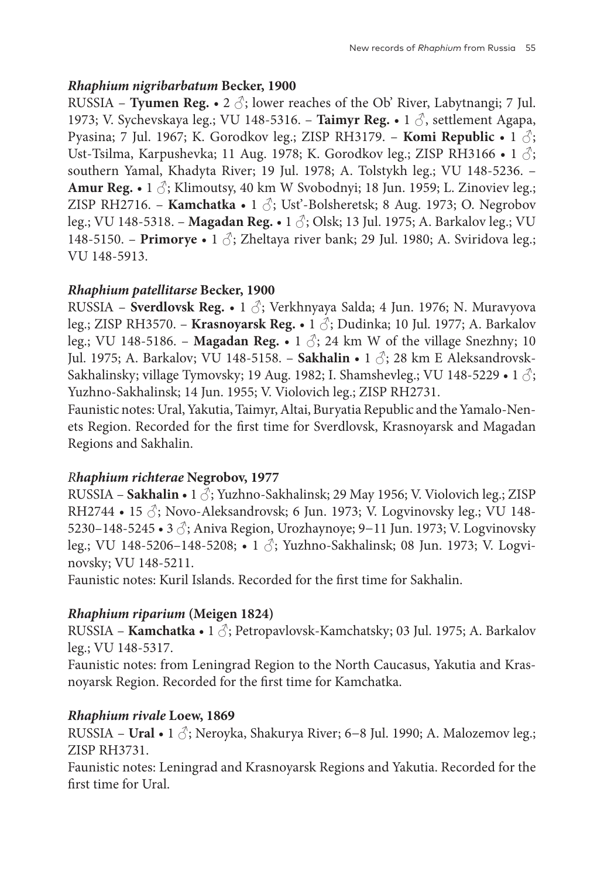### *Rhaphium nigribarbatum* Becker, 1900

RUSSIA – **Tyumen Reg.** • 2 ♂; lower reaches of the Ob' River, Labytnangi; 7 Jul. 1973; V. Sychevskaya leg.; VU 148-5316. – **Taimyr Reg.** • 1 ♂, settlement Agapa, Pyasina; 7 Jul. 1967; K. Gorodkov leg.; ZISP RH3179. – **Komi Republic** • 1 ♂; Ust-Tsilma, Karpushevka; 11 Aug. 1978; K. Gorodkov leg.; ZISP RH3166 • 1 ♂; southern Yamal, Khadyta River; 19 Jul. 1978; A. Tolstykh leg.; VU 148-5236. – **Amur Reg.** • 1 ♂; Klimoutsy, 40 km W Svobodnyi; 18 Jun. 1959; L. Zinoviev leg.; ZISP RH2716. – **Kamchatka** • 1 ♂; Ust'-Bolsheretsk; 8 Aug. 1973; O. Negrobov leg.; VU 148-5318. – **Magadan Reg.** • 1 ♂; Olsk; 13 Jul. 1975; A. Barkalov leg.; VU 148-5150. – **Primorye** • 1 ♂; Zheltaya river bank; 29 Jul. 1980; A. Sviridova leg.; VU 148-5913.

### *Rhaphium patellitarse* Becker, 1900

RUSSIA – **Sverdlovsk Reg.** • 1 ♂; Verkhnyaya Salda; 4 Jun. 1976; N. Muravyova leg.; ZISP RH3570. – **Krasnoyarsk Reg.** • 1 ♂; Dudinka; 10 Jul. 1977; A. Barkalov leg.; VU 148-5186. – **Magadan Reg.** • 1 ♂; 24 km W of the village Snezhny; 10 Jul. 1975; A. Barkalov; VU 148-5158. – **Sakhalin** • 1 ♂; 28 km E Aleksandrovsk-Sakhalinsky; village Tymovsky; 19 Aug. 1982; I. Shamshevleg.; VU 148-5229 • 1 ♂; Yuzhno-Sakhalinsk; 14 Jun. 1955; V. Violovich leg.; ZISP RH2731.

Faunistic notes: Ural, Yakutia, Taimyr, Altai, Buryatia Republic and the Yamalo-Nenets Region. Recorded for the first time for Sverdlovsk, Krasnoyarsk and Magadan Regions and Sakhalin.

### *Rhaphium richterae* Negrobov, 1977

RUSSIA – **Sakhalin** • 1 ♂; Yuzhno-Sakhalinsk; 29 May 1956; V. Violovich leg.; ZISP RH2744 • 15 ♂; Novo-Aleksandrovsk; 6 Jun. 1973; V. Logvinovsky leg.; VU 148-5230–148-5245 • 3 ♂; Aniva Region, Urozhaynoye; 9–11 Jun. 1973; V. Logvinovsky leg.; VU 148-5206–148-5208; • 1 ♂; Yuzhno-Sakhalinsk; 08 Jun. 1973; V. Logvinovsky; VU 148-5211.

Faunistic notes: Kuril Islands. Recorded for the first time for Sakhalin.

### *Rhaphium riparium* (Meigen 1824)

RUSSIA – **Kamchatka** • 1 ♂; Petropavlovsk-Kamchatsky; 03 Jul. 1975; A. Barkalov leg.; VU 148-5317.

Faunistic notes: from Leningrad Region to the North Caucasus, Yakutia and Krasnoyarsk Region. Recorded for the first time for Kamchatka.

### *Rhaphium rivale* Loew, 1869

RUSSIA – **Ural** • 1 ♂; Neroyka, Shakurya River; 6–8 Jul. 1990; A. Malozemov leg.; ZISP RH3731.

Faunistic notes: Leningrad and Krasnoyarsk Regions and Yakutia. Recorded for the first time for Ural.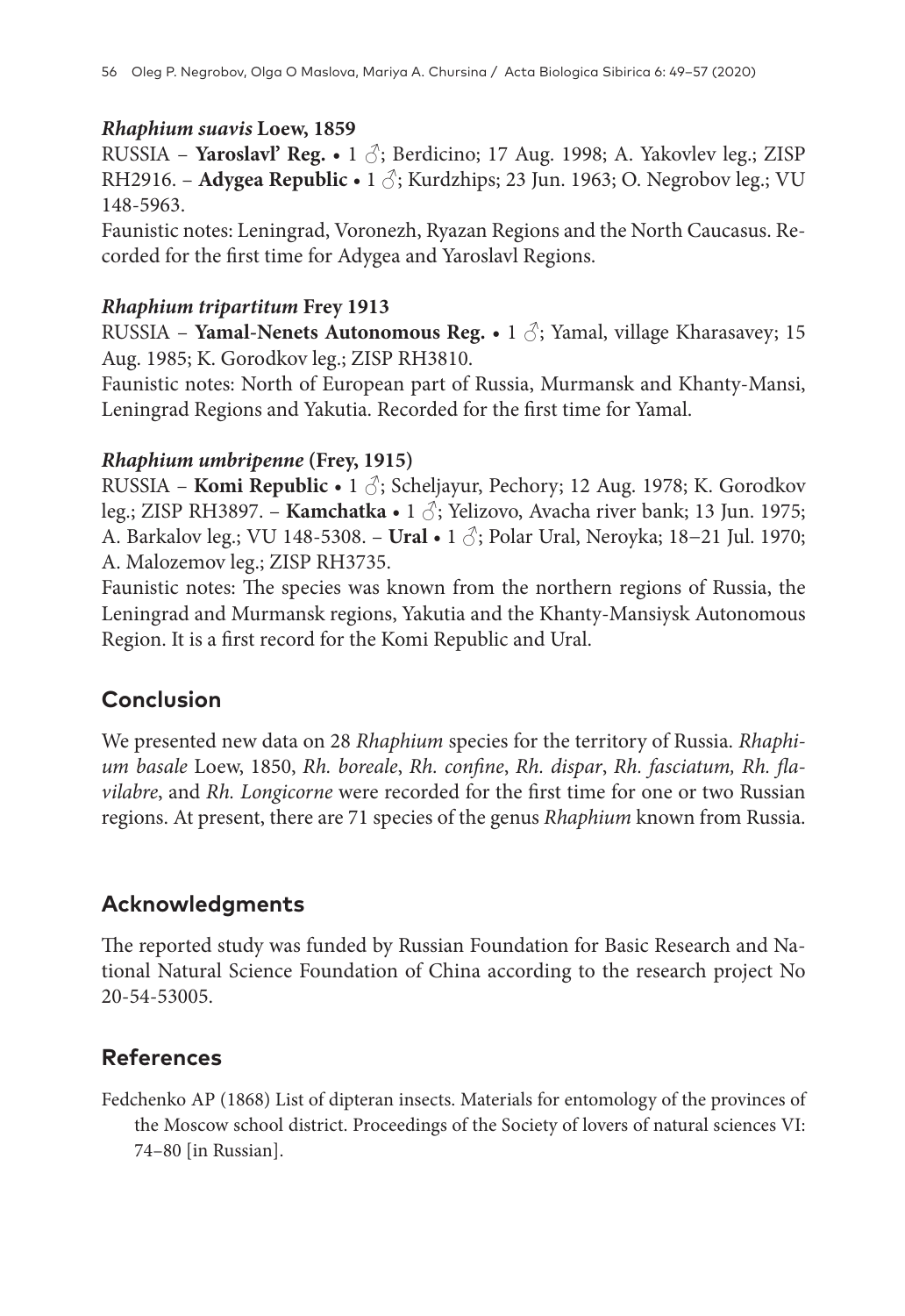***Rhaphium suavis* Loew, 1859**

RUSSIA – **Yaroslavl' Reg.** • 1 ♂; Berdicino; 17 Aug. 1998; A. Yakovlev leg.; ZISP RH2916. – **Adygea Republic** • 1 ♂; Kurdzhips; 23 Jun. 1963; O. Negrobov leg.; VU 148-5963.

Faunistic notes: Leningrad, Voronezh, Ryazan Regions and the North Caucasus. Recorded for the first time for Adygea and Yaroslavl Regions.

***Rhaphium tripartitum* Frey 1913**

RUSSIA – **Yamal-Nenets Autonomous Reg.** • 1 ♂; Yamal, village Kharasavey; 15 Aug. 1985; K. Gorodkov leg.; ZISP RH3810.

Faunistic notes: North of European part of Russia, Murmansk and Khanty-Mansi, Leningrad Regions and Yakutia. Recorded for the first time for Yamal.

***Rhaphium umbripenne* (Frey, 1915)**

RUSSIA – **Komi Republic** • 1 ♂; Scheljayur, Pechory; 12 Aug. 1978; K. Gorodkov leg.; ZISP RH3897. – **Kamchatka** • 1 ♂; Yelizovo, Avacha river bank; 13 Jun. 1975; A. Barkalov leg.; VU 148-5308. – **Ural** • 1 ♂; Polar Ural, Neroyka; 18–21 Jul. 1970; A. Malozemov leg.; ZISP RH3735.

Faunistic notes: The species was known from the northern regions of Russia, the Leningrad and Murmansk regions, Yakutia and the Khanty-Mansiysk Autonomous Region. It is a first record for the Komi Republic and Ural.

## Conclusion

We presented new data on 28 *Rhaphium* species for the territory of Russia. *Rhaphium basale* Loew, 1850, *Rh. boreale*, *Rh. confine*, *Rh. dispar*, *Rh. fasciatum, Rh. flavilabre*, and *Rh. Longicorne* were recorded for the first time for one or two Russian regions. At present, there are 71 species of the genus *Rhaphium* known from Russia.

## Acknowledgments

The reported study was funded by Russian Foundation for Basic Research and National Natural Science Foundation of China according to the research project No 20-54-53005.

## References

Fedchenko AP (1868) List of dipteran insects. Materials for entomology of the provinces of the Moscow school district. Proceedings of the Society of lovers of natural sciences VI: 74–80 [in Russian].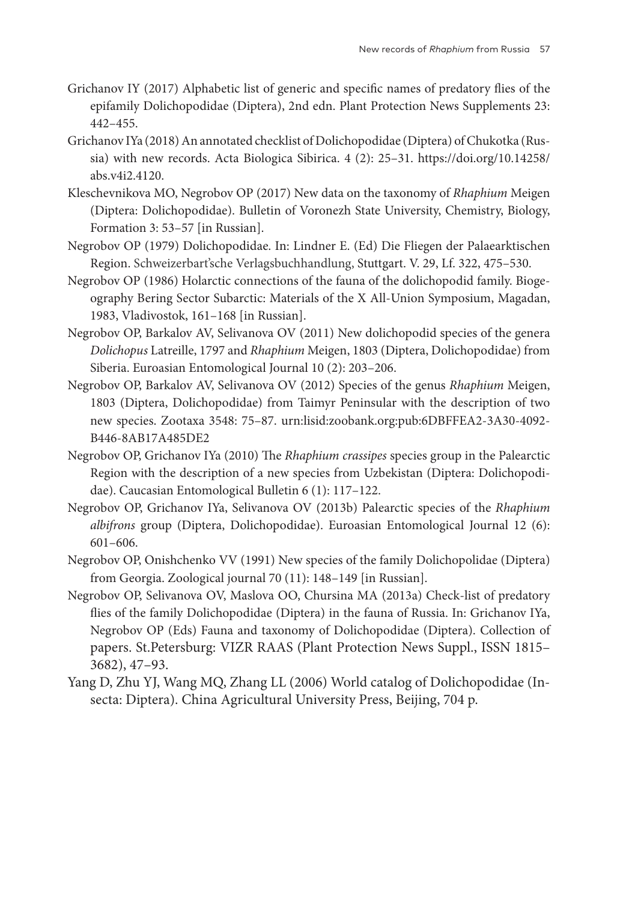Grichanov IY (2017) Alphabetic list of generic and specific names of predatory flies of the epifamily Dolichopodidae (Diptera), 2nd edn. Plant Protection News Supplements 23: 442–455.

Grichanov IYa (2018) An annotated checklist of Dolichopodidae (Diptera) of Chukotka (Russia) with new records. Acta Biologica Sibirica. 4 (2): 25–31. https://doi.org/10.14258/abs.v4i2.4120.

Kleschevnikova MO, Negrobov OP (2017) New data on the taxonomy of *Rhaphium* Meigen (Diptera: Dolichopodidae). Bulletin of Voronezh State University, Chemistry, Biology, Formation 3: 53–57 [in Russian].

Negrobov OP (1979) Dolichopodidae. In: Lindner E. (Ed) Die Fliegen der Palaearktischen Region. Schweizerbart'sche Verlagsbuchhandlung, Stuttgart. V. 29, Lf. 322, 475–530.

Negrobov OP (1986) Holarctic connections of the fauna of the dolichopodid family. Biogeography Bering Sector Subarctic: Materials of the X All-Union Symposium, Magadan, 1983, Vladivostok, 161–168 [in Russian].

Negrobov OP, Barkalov AV, Selivanova OV (2011) New dolichopodid species of the genera *Dolichopus* Latreille, 1797 and *Rhaphium* Meigen, 1803 (Diptera, Dolichopodidae) from Siberia. Euroasian Entomological Journal 10 (2): 203–206.

Negrobov OP, Barkalov AV, Selivanova OV (2012) Species of the genus *Rhaphium* Meigen, 1803 (Diptera, Dolichopodidae) from Taimyr Peninsular with the description of two new species. Zootaxa 3548: 75–87. urn:lsid:zoobank.org:pub:6DBFFEA2-3A30-4092-B446-8AB17A485DE2

Negrobov OP, Grichanov IYa (2010) The *Rhaphium crassipes* species group in the Palearctic Region with the description of a new species from Uzbekistan (Diptera: Dolichopodidae). Caucasian Entomological Bulletin 6 (1): 117–122.

Negrobov OP, Grichanov IYa, Selivanova OV (2013b) Palearctic species of the *Rhaphium albifrons* group (Diptera, Dolichopodidae). Euroasian Entomological Journal 12 (6): 601–606.

Negrobov OP, Onishchenko VV (1991) New species of the family Dolichopolidae (Diptera) from Georgia. Zoological journal 70 (11): 148–149 [in Russian].

Negrobov OP, Selivanova OV, Maslova OO, Chursina MA (2013a) Check-list of predatory flies of the family Dolichopodidae (Diptera) in the fauna of Russia. In: Grichanov IYa, Negrobov OP (Eds) Fauna and taxonomy of Dolichopodidae (Diptera). Collection of papers. St.Petersburg: VIZR RAAS (Plant Protection News Suppl., ISSN 1815–3682), 47–93.

Yang D, Zhu YJ, Wang MQ, Zhang LL (2006) World catalog of Dolichopodidae (Insecta: Diptera). China Agricultural University Press, Beijing, 704 p.